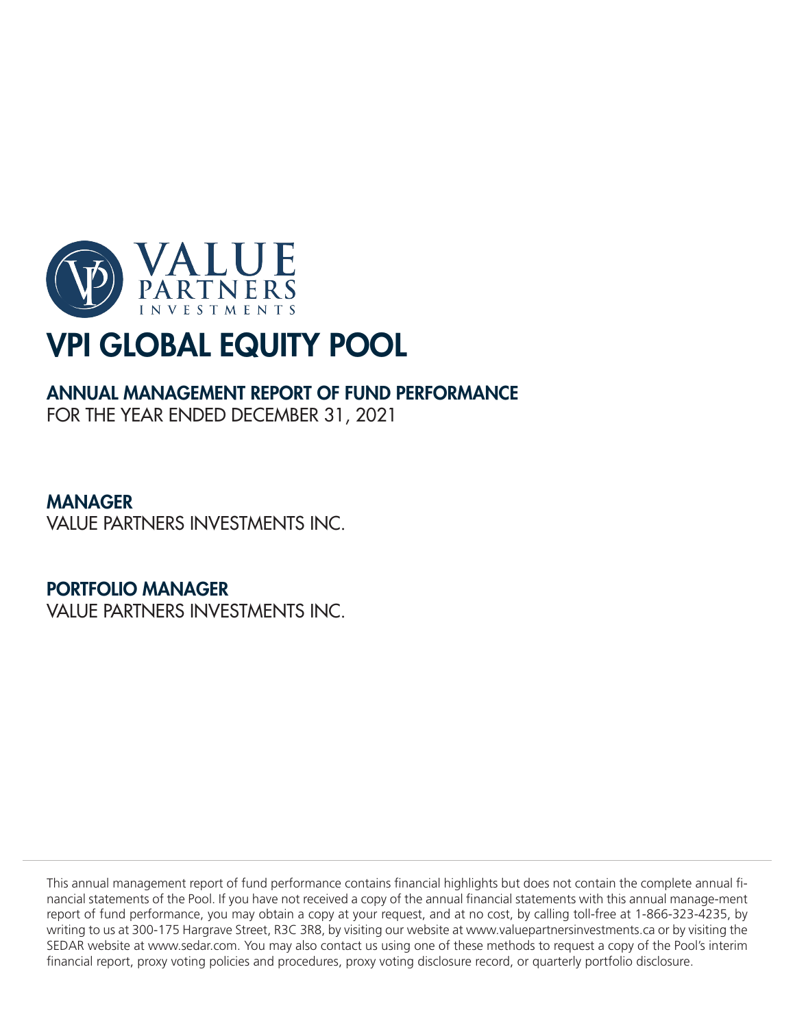# VPI GLOBAL EQUITY POOL

## ANNUAL MANAGEMENT REPORT OF FUND PERFORMANCE

FOR THE YEAR ENDED DECEMBER 31, 2021

## MANAGER

VALUE PARTNERS INVESTMENTS INC.

## PORTFOLIO MANAGER

VALUE PARTNERS INVESTMENTS INC.

This annual management report of fund performance contains financial highlights but does not contain the complete annual financial statements of the Pool. If you have not received a copy of the annual financial statements with this annual manage-ment report of fund performance, you may obtain a copy at your request, and at no cost, by calling toll-free at 1-866-323-4235, by writing to us at 300-175 Hargrave Street, R3C 3R8, by visiting our website at www.valuepartnersinvestments.ca or by visiting the SEDAR website at www.sedar.com. You may also contact us using one of these methods to request a copy of the Pool's interim financial report, proxy voting policies and procedures, proxy voting disclosure record, or quarterly portfolio disclosure.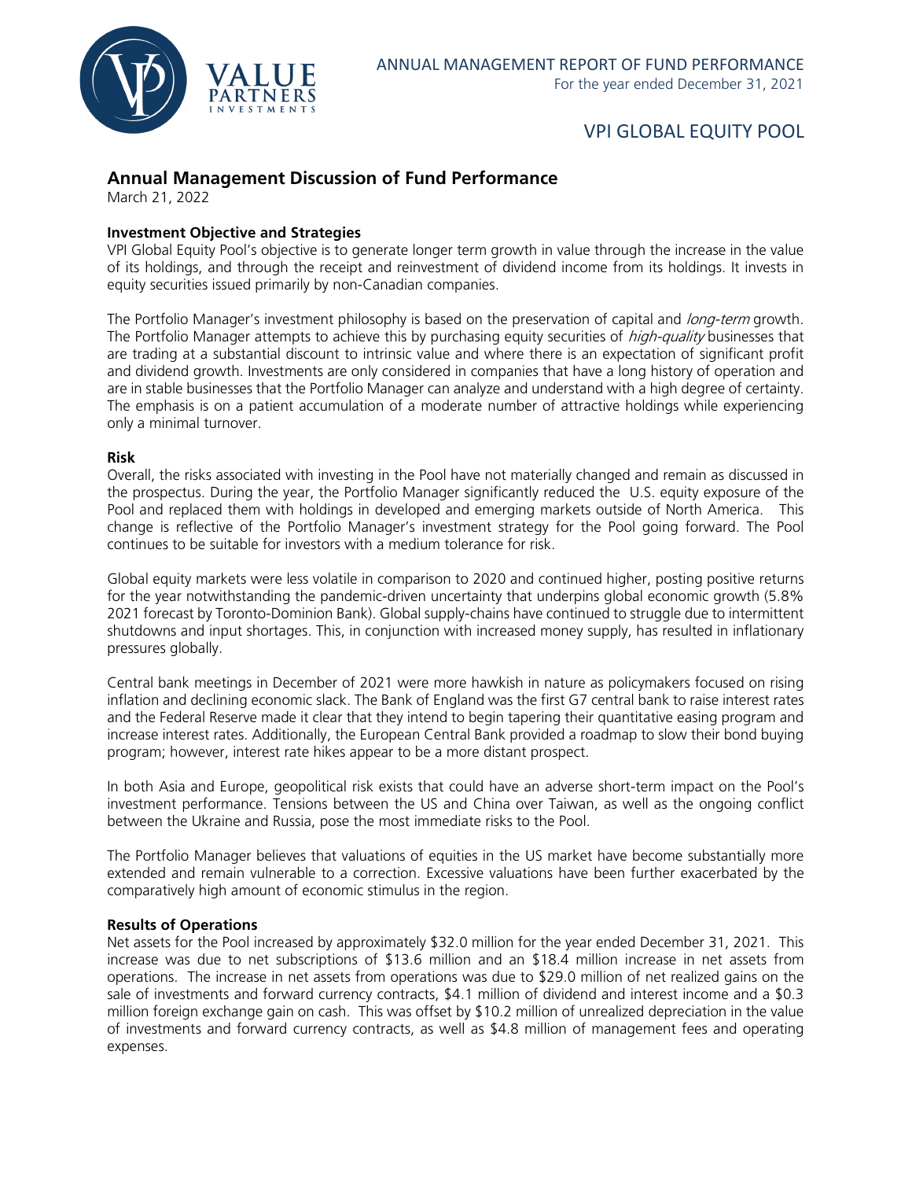# Annual Management Discussion of Fund Performance

March 21, 2022

### Investment Objective and Strategies

VPI Global Equity Pool's objective is to generate longer term growth in value through the increase in the value of its holdings, and through the receipt and reinvestment of dividend income from its holdings. It invests in equity securities issued primarily by non-Canadian companies.

The Portfolio Manager's investment philosophy is based on the preservation of capital and *long-term* growth. The Portfolio Manager attempts to achieve this by purchasing equity securities of *high-quality* businesses that are trading at a substantial discount to intrinsic value and where there is an expectation of significant profit and dividend growth. Investments are only considered in companies that have a long history of operation and are in stable businesses that the Portfolio Manager can analyze and understand with a high degree of certainty. The emphasis is on a patient accumulation of a moderate number of attractive holdings while experiencing only a minimal turnover.

### Risk

Overall, the risks associated with investing in the Pool have not materially changed and remain as discussed in the prospectus. During the year, the Portfolio Manager significantly reduced the U.S. equity exposure of the Pool and replaced them with holdings in developed and emerging markets outside of North America. This change is reflective of the Portfolio Manager's investment strategy for the Pool going forward. The Pool continues to be suitable for investors with a medium tolerance for risk.

Global equity markets were less volatile in comparison to 2020 and continued higher, posting positive returns for the year notwithstanding the pandemic-driven uncertainty that underpins global economic growth (5.8% 2021 forecast by Toronto-Dominion Bank). Global supply-chains have continued to struggle due to intermittent shutdowns and input shortages. This, in conjunction with increased money supply, has resulted in inflationary pressures globally.

Central bank meetings in December of 2021 were more hawkish in nature as policymakers focused on rising inflation and declining economic slack. The Bank of England was the first G7 central bank to raise interest rates and the Federal Reserve made it clear that they intend to begin tapering their quantitative easing program and increase interest rates. Additionally, the European Central Bank provided a roadmap to slow their bond buying program; however, interest rate hikes appear to be a more distant prospect.

In both Asia and Europe, geopolitical risk exists that could have an adverse short-term impact on the Pool's investment performance. Tensions between the US and China over Taiwan, as well as the ongoing conflict between the Ukraine and Russia, pose the most immediate risks to the Pool.

The Portfolio Manager believes that valuations of equities in the US market have become substantially more extended and remain vulnerable to a correction. Excessive valuations have been further exacerbated by the comparatively high amount of economic stimulus in the region.

### Results of Operations

Net assets for the Pool increased by approximately $32.0 million for the year ended December 31, 2021. This increase was due to net subscriptions of $13.6 million and an $18.4 million increase in net assets from operations. The increase in net assets from operations was due to $29.0 million of net realized gains on the sale of investments and forward currency contracts, $4.1 million of dividend and interest income and a $0.3 million foreign exchange gain on cash. This was offset by $10.2 million of unrealized depreciation in the value of investments and forward currency contracts, as well as $4.8 million of management fees and operating expenses.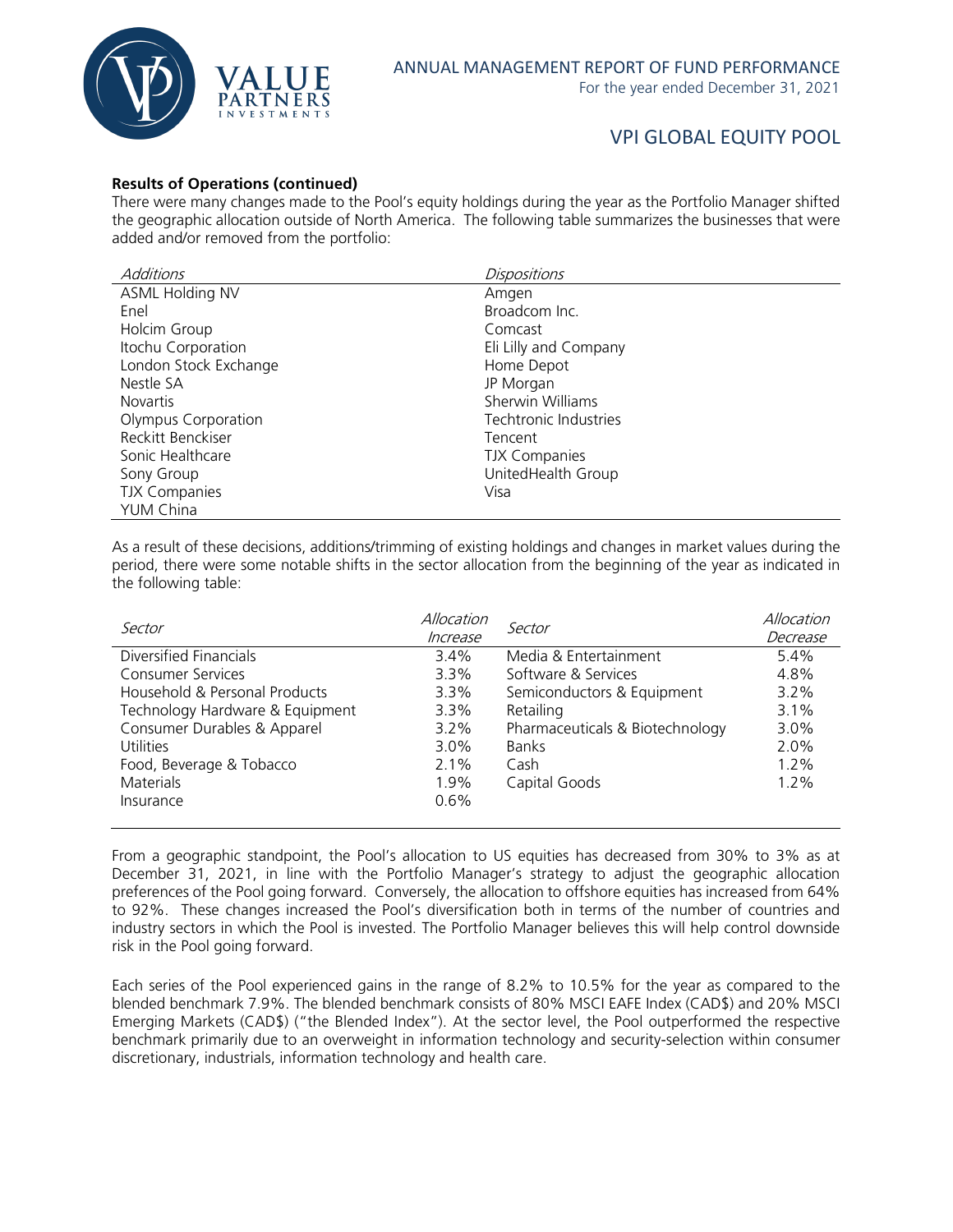**Results of Operations (continued)**

There were many changes made to the Pool's equity holdings during the year as the Portfolio Manager shifted the geographic allocation outside of North America. The following table summarizes the businesses that were added and/or removed from the portfolio:

| *Additions* | *Dispositions* |
|---|---|
| ASML Holding NV | Amgen |
| Enel | Broadcom Inc. |
| Holcim Group | Comcast |
| Itochu Corporation | Eli Lilly and Company |
| London Stock Exchange | Home Depot |
| Nestle SA | JP Morgan |
| Novartis | Sherwin Williams |
| Olympus Corporation | Techtronic Industries |
| Reckitt Benckiser | Tencent |
| Sonic Healthcare | TJX Companies |
| Sony Group | UnitedHealth Group |
| TJX Companies | Visa |
| YUM China | |

As a result of these decisions, additions/trimming of existing holdings and changes in market values during the period, there were some notable shifts in the sector allocation from the beginning of the year as indicated in the following table:

| *Sector* | *Allocation Increase* | *Sector* | *Allocation Decrease* |
|---|---|---|---|
| Diversified Financials | 3.4% | Media & Entertainment | 5.4% |
| Consumer Services | 3.3% | Software & Services | 4.8% |
| Household & Personal Products | 3.3% | Semiconductors & Equipment | 3.2% |
| Technology Hardware & Equipment | 3.3% | Retailing | 3.1% |
| Consumer Durables & Apparel | 3.2% | Pharmaceuticals & Biotechnology | 3.0% |
| Utilities | 3.0% | Banks | 2.0% |
| Food, Beverage & Tobacco | 2.1% | Cash | 1.2% |
| Materials | 1.9% | Capital Goods | 1.2% |
| Insurance | 0.6% | | |

From a geographic standpoint, the Pool's allocation to US equities has decreased from 30% to 3% as at December 31, 2021, in line with the Portfolio Manager's strategy to adjust the geographic allocation preferences of the Pool going forward. Conversely, the allocation to offshore equities has increased from 64% to 92%. These changes increased the Pool's diversification both in terms of the number of countries and industry sectors in which the Pool is invested. The Portfolio Manager believes this will help control downside risk in the Pool going forward.

Each series of the Pool experienced gains in the range of 8.2% to 10.5% for the year as compared to the blended benchmark 7.9%. The blended benchmark consists of 80% MSCI EAFE Index (CAD$) and 20% MSCI Emerging Markets (CAD$) ("the Blended Index"). At the sector level, the Pool outperformed the respective benchmark primarily due to an overweight in information technology and security-selection within consumer discretionary, industrials, information technology and health care.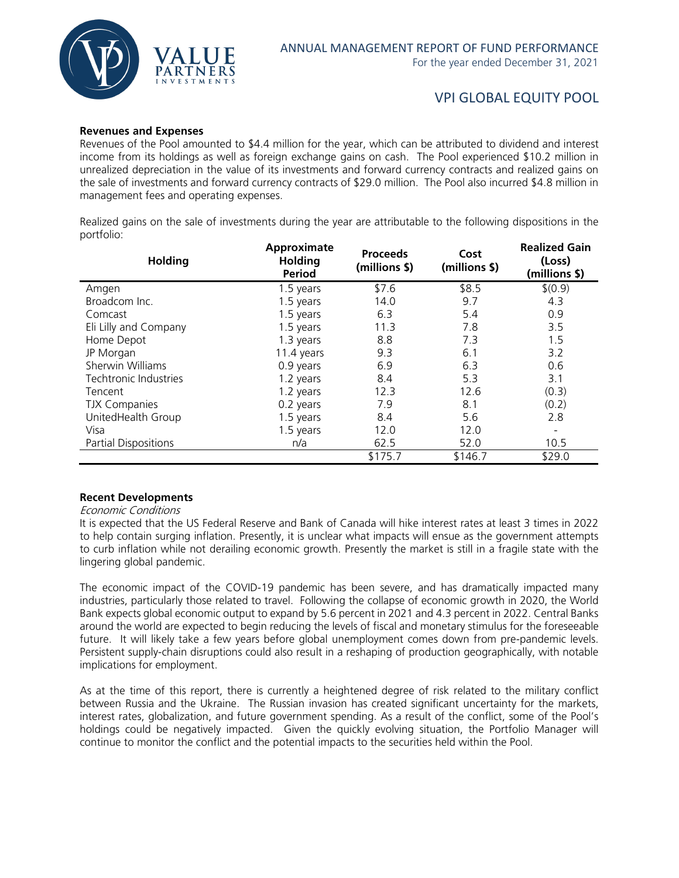### Revenues and Expenses

Revenues of the Pool amounted to $4.4 million for the year, which can be attributed to dividend and interest income from its holdings as well as foreign exchange gains on cash. The Pool experienced $10.2 million in unrealized depreciation in the value of its investments and forward currency contracts and realized gains on the sale of investments and forward currency contracts of $29.0 million. The Pool also incurred $4.8 million in management fees and operating expenses.

Realized gains on the sale of investments during the year are attributable to the following dispositions in the portfolio:

| Holding | Approximate Holding Period | Proceeds (millions $) | Cost (millions $) | Realized Gain (Loss) (millions $) |
|---|---|---|---|---|
| Amgen | 1.5 years | $7.6 | $8.5 | $(0.9) |
| Broadcom Inc. | 1.5 years | 14.0 | 9.7 | 4.3 |
| Comcast | 1.5 years | 6.3 | 5.4 | 0.9 |
| Eli Lilly and Company | 1.5 years | 11.3 | 7.8 | 3.5 |
| Home Depot | 1.3 years | 8.8 | 7.3 | 1.5 |
| JP Morgan | 11.4 years | 9.3 | 6.1 | 3.2 |
| Sherwin Williams | 0.9 years | 6.9 | 6.3 | 0.6 |
| Techtronic Industries | 1.2 years | 8.4 | 5.3 | 3.1 |
| Tencent | 1.2 years | 12.3 | 12.6 | (0.3) |
| TJX Companies | 0.2 years | 7.9 | 8.1 | (0.2) |
| UnitedHealth Group | 1.5 years | 8.4 | 5.6 | 2.8 |
| Visa | 1.5 years | 12.0 | 12.0 | - |
| Partial Dispositions | n/a | 62.5 | 52.0 | 10.5 |
| | | $175.7 | $146.7 | $29.0 |

### Recent Developments

*Economic Conditions*

It is expected that the US Federal Reserve and Bank of Canada will hike interest rates at least 3 times in 2022 to help contain surging inflation. Presently, it is unclear what impacts will ensue as the government attempts to curb inflation while not derailing economic growth. Presently the market is still in a fragile state with the lingering global pandemic.

The economic impact of the COVID-19 pandemic has been severe, and has dramatically impacted many industries, particularly those related to travel. Following the collapse of economic growth in 2020, the World Bank expects global economic output to expand by 5.6 percent in 2021 and 4.3 percent in 2022. Central Banks around the world are expected to begin reducing the levels of fiscal and monetary stimulus for the foreseeable future. It will likely take a few years before global unemployment comes down from pre-pandemic levels. Persistent supply-chain disruptions could also result in a reshaping of production geographically, with notable implications for employment.

As at the time of this report, there is currently a heightened degree of risk related to the military conflict between Russia and the Ukraine. The Russian invasion has created significant uncertainty for the markets, interest rates, globalization, and future government spending. As a result of the conflict, some of the Pool's holdings could be negatively impacted. Given the quickly evolving situation, the Portfolio Manager will continue to monitor the conflict and the potential impacts to the securities held within the Pool.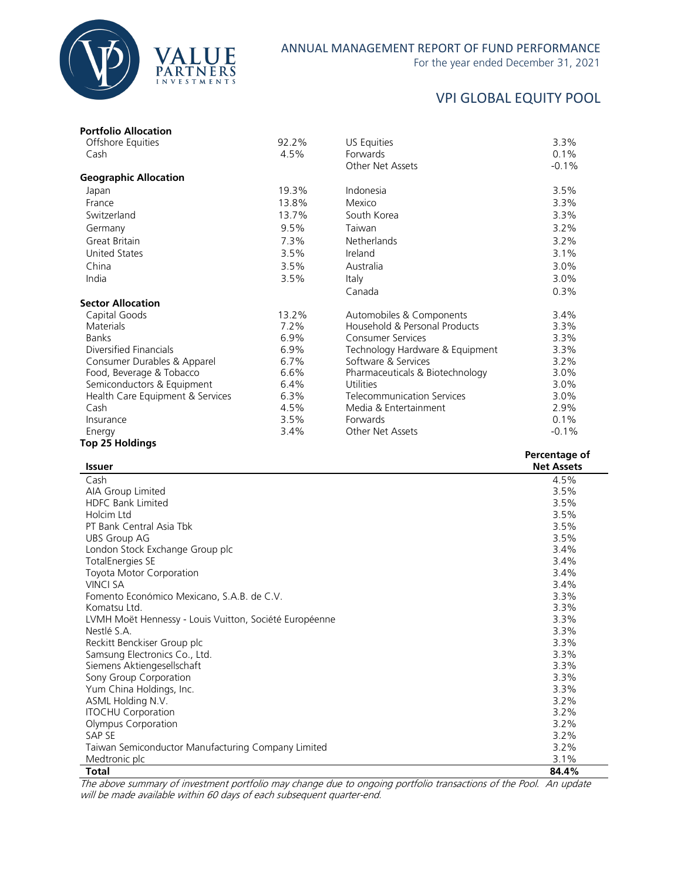# VPI GLOBAL EQUITY POOL

ANNUAL MANAGEMENT REPORT OF FUND PERFORMANCE
For the year ended December 31, 2021

**Portfolio Allocation**

| | | | |
|---|---|---|---|
| Offshore Equities | 92.2% | US Equities | 3.3% |
| Cash | 4.5% | Forwards | 0.1% |
| | | Other Net Assets | -0.1% |

**Geographic Allocation**

| | | | |
|---|---|---|---|
| Japan | 19.3% | Indonesia | 3.5% |
| France | 13.8% | Mexico | 3.3% |
| Switzerland | 13.7% | South Korea | 3.3% |
| Germany | 9.5% | Taiwan | 3.2% |
| Great Britain | 7.3% | Netherlands | 3.2% |
| United States | 3.5% | Ireland | 3.1% |
| China | 3.5% | Australia | 3.0% |
| India | 3.5% | Italy | 3.0% |
| | | Canada | 0.3% |

**Sector Allocation**

| | | | |
|---|---|---|---|
| Capital Goods | 13.2% | Automobiles & Components | 3.4% |
| Materials | 7.2% | Household & Personal Products | 3.3% |
| Banks | 6.9% | Consumer Services | 3.3% |
| Diversified Financials | 6.9% | Technology Hardware & Equipment | 3.3% |
| Consumer Durables & Apparel | 6.7% | Software & Services | 3.2% |
| Food, Beverage & Tobacco | 6.6% | Pharmaceuticals & Biotechnology | 3.0% |
| Semiconductors & Equipment | 6.4% | Utilities | 3.0% |
| Health Care Equipment & Services | 6.3% | Telecommunication Services | 3.0% |
| Cash | 4.5% | Media & Entertainment | 2.9% |
| Insurance | 3.5% | Forwards | 0.1% |
| Energy | 3.4% | Other Net Assets | -0.1% |

**Top 25 Holdings**

| Issuer | Percentage of Net Assets |
|---|---|
| Cash | 4.5% |
| AIA Group Limited | 3.5% |
| HDFC Bank Limited | 3.5% |
| Holcim Ltd | 3.5% |
| PT Bank Central Asia Tbk | 3.5% |
| UBS Group AG | 3.5% |
| London Stock Exchange Group plc | 3.4% |
| TotalEnergies SE | 3.4% |
| Toyota Motor Corporation | 3.4% |
| VINCI SA | 3.4% |
| Fomento Económico Mexicano, S.A.B. de C.V. | 3.3% |
| Komatsu Ltd. | 3.3% |
| LVMH Moët Hennessy - Louis Vuitton, Société Européenne | 3.3% |
| Nestlé S.A. | 3.3% |
| Reckitt Benckiser Group plc | 3.3% |
| Samsung Electronics Co., Ltd. | 3.3% |
| Siemens Aktiengesellschaft | 3.3% |
| Sony Group Corporation | 3.3% |
| Yum China Holdings, Inc. | 3.3% |
| ASML Holding N.V. | 3.2% |
| ITOCHU Corporation | 3.2% |
| Olympus Corporation | 3.2% |
| SAP SE | 3.2% |
| Taiwan Semiconductor Manufacturing Company Limited | 3.2% |
| Medtronic plc | 3.1% |
| **Total** | **84.4%** |

*The above summary of investment portfolio may change due to ongoing portfolio transactions of the Pool. An update will be made available within 60 days of each subsequent quarter-end.*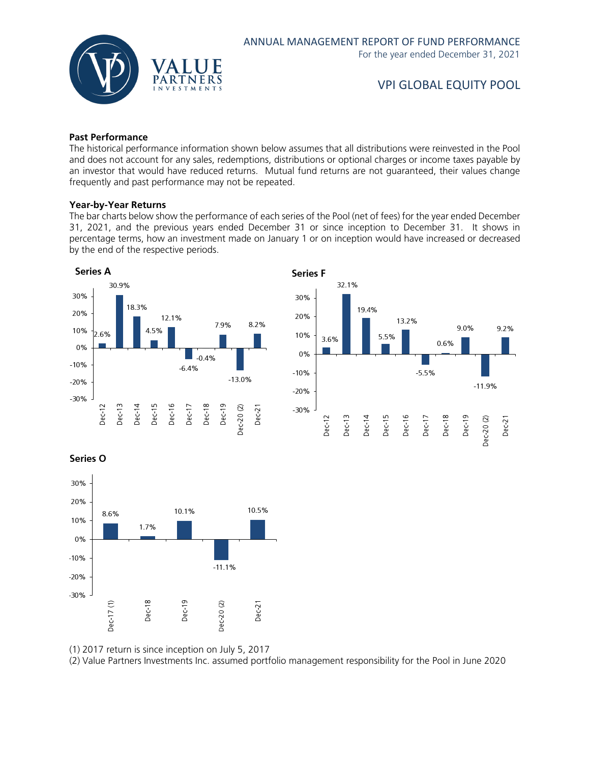## Past Performance

The historical performance information shown below assumes that all distributions were reinvested in the Pool and does not account for any sales, redemptions, distributions or optional charges or income taxes payable by an investor that would have reduced returns. Mutual fund returns are not guaranteed, their values change frequently and past performance may not be repeated.

### Year-by-Year Returns

The bar charts below show the performance of each series of the Pool (net of fees) for the year ended December 31, 2021, and the previous years ended December 31 or since inception to December 31. It shows in percentage terms, how an investment made on January 1 or on inception would have increased or decreased by the end of the respective periods.

**Series A**

| Dec-12 | Dec-13 | Dec-14 | Dec-15 | Dec-16 | Dec-17 | Dec-18 | Dec-19 | Dec-20 (2) | Dec-21 |
|---|---|---|---|---|---|---|---|---|---|
| 2.6% | 30.9% | 18.3% | 4.5% | 12.1% | -6.4% | -0.4% | 7.9% | -13.0% | 8.2% |

**Series F**

| Dec-12 | Dec-13 | Dec-14 | Dec-15 | Dec-16 | Dec-17 | Dec-18 | Dec-19 | Dec-20 (2) | Dec-21 |
|---|---|---|---|---|---|---|---|---|---|
| 3.6% | 32.1% | 19.4% | 5.5% | 13.2% | -5.5% | 0.6% | 9.0% | -11.9% | 9.2% |

**Series O**

| Dec-17 (1) | Dec-18 | Dec-19 | Dec-20 (2) | Dec-21 |
|---|---|---|---|---|
| 8.6% | 1.7% | 10.1% | -11.1% | 10.5% |

(1) 2017 return is since inception on July 5, 2017

(2) Value Partners Investments Inc. assumed portfolio management responsibility for the Pool in June 2020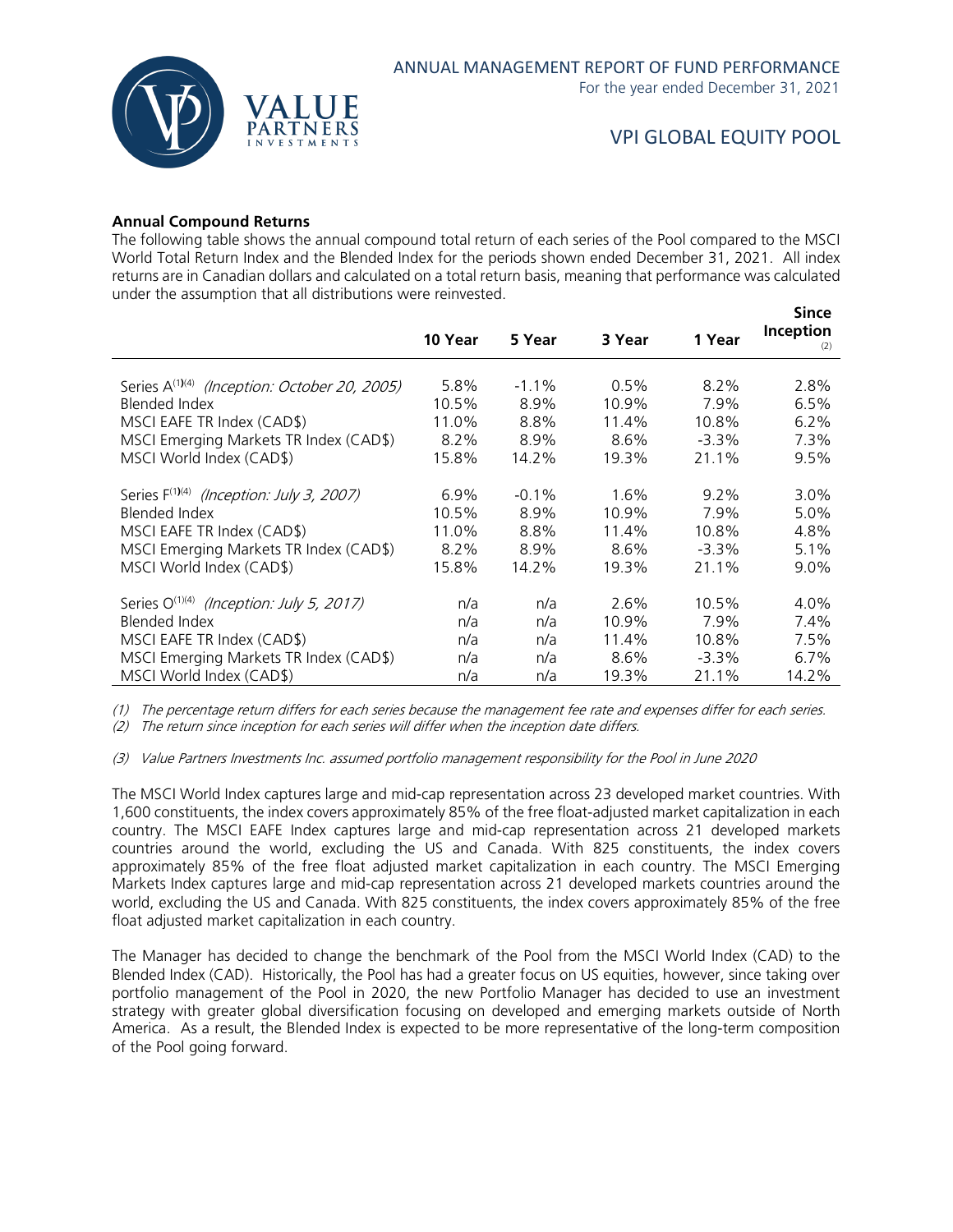**Annual Compound Returns**

The following table shows the annual compound total return of each series of the Pool compared to the MSCI World Total Return Index and the Blended Index for the periods shown ended December 31, 2021. All index returns are in Canadian dollars and calculated on a total return basis, meaning that performance was calculated under the assumption that all distributions were reinvested.

| | 10 Year | 5 Year | 3 Year | 1 Year | Since Inception (2) |
|---|---|---|---|---|---|
| Series A(1)(4) *(Inception: October 20, 2005)* | 5.8% | -1.1% | 0.5% | 8.2% | 2.8% |
| Blended Index | 10.5% | 8.9% | 10.9% | 7.9% | 6.5% |
| MSCI EAFE TR Index (CAD$) | 11.0% | 8.8% | 11.4% | 10.8% | 6.2% |
| MSCI Emerging Markets TR Index (CAD$) | 8.2% | 8.9% | 8.6% | -3.3% | 7.3% |
| MSCI World Index (CAD$) | 15.8% | 14.2% | 19.3% | 21.1% | 9.5% |
| Series F(1)(4) *(Inception: July 3, 2007)* | 6.9% | -0.1% | 1.6% | 9.2% | 3.0% |
| Blended Index | 10.5% | 8.9% | 10.9% | 7.9% | 5.0% |
| MSCI EAFE TR Index (CAD$) | 11.0% | 8.8% | 11.4% | 10.8% | 4.8% |
| MSCI Emerging Markets TR Index (CAD$) | 8.2% | 8.9% | 8.6% | -3.3% | 5.1% |
| MSCI World Index (CAD$) | 15.8% | 14.2% | 19.3% | 21.1% | 9.0% |
| Series O(1)(4) *(Inception: July 5, 2017)* | n/a | n/a | 2.6% | 10.5% | 4.0% |
| Blended Index | n/a | n/a | 10.9% | 7.9% | 7.4% |
| MSCI EAFE TR Index (CAD$) | n/a | n/a | 11.4% | 10.8% | 7.5% |
| MSCI Emerging Markets TR Index (CAD$) | n/a | n/a | 8.6% | -3.3% | 6.7% |
| MSCI World Index (CAD$) | n/a | n/a | 19.3% | 21.1% | 14.2% |

*(1) The percentage return differs for each series because the management fee rate and expenses differ for each series.*

*(2) The return since inception for each series will differ when the inception date differs.*

*(3) Value Partners Investments Inc. assumed portfolio management responsibility for the Pool in June 2020*

The MSCI World Index captures large and mid-cap representation across 23 developed market countries. With 1,600 constituents, the index covers approximately 85% of the free float-adjusted market capitalization in each country. The MSCI EAFE Index captures large and mid-cap representation across 21 developed markets countries around the world, excluding the US and Canada. With 825 constituents, the index covers approximately 85% of the free float adjusted market capitalization in each country. The MSCI Emerging Markets Index captures large and mid-cap representation across 21 developed markets countries around the world, excluding the US and Canada. With 825 constituents, the index covers approximately 85% of the free float adjusted market capitalization in each country.

The Manager has decided to change the benchmark of the Pool from the MSCI World Index (CAD) to the Blended Index (CAD). Historically, the Pool has had a greater focus on US equities, however, since taking over portfolio management of the Pool in 2020, the new Portfolio Manager has decided to use an investment strategy with greater global diversification focusing on developed and emerging markets outside of North America. As a result, the Blended Index is expected to be more representative of the long-term composition of the Pool going forward.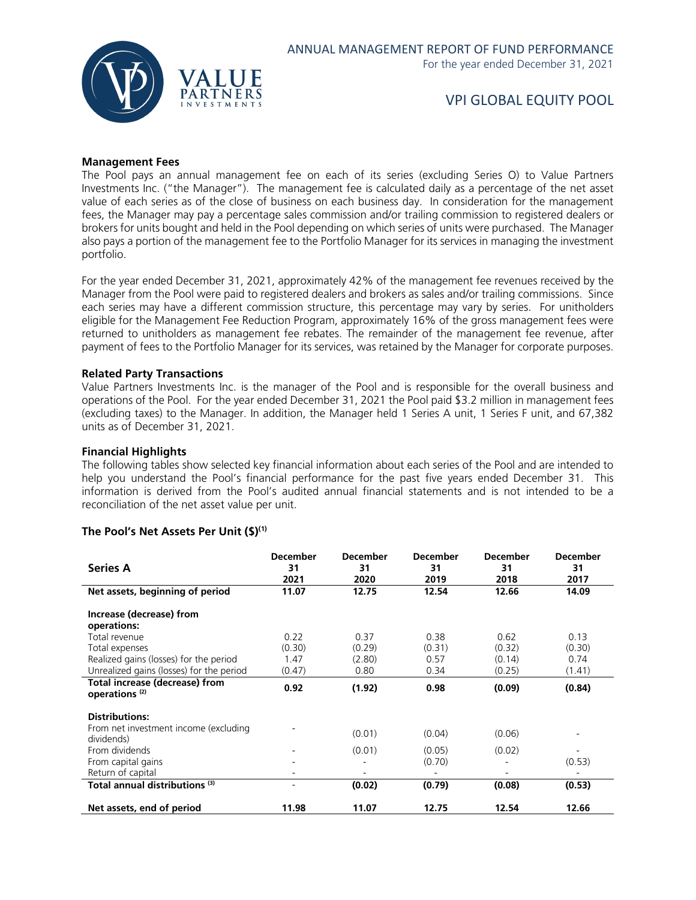### Management Fees

The Pool pays an annual management fee on each of its series (excluding Series O) to Value Partners Investments Inc. ("the Manager"). The management fee is calculated daily as a percentage of the net asset value of each series as of the close of business on each business day. In consideration for the management fees, the Manager may pay a percentage sales commission and/or trailing commission to registered dealers or brokers for units bought and held in the Pool depending on which series of units were purchased. The Manager also pays a portion of the management fee to the Portfolio Manager for its services in managing the investment portfolio.

For the year ended December 31, 2021, approximately 42% of the management fee revenues received by the Manager from the Pool were paid to registered dealers and brokers as sales and/or trailing commissions. Since each series may have a different commission structure, this percentage may vary by series. For unitholders eligible for the Management Fee Reduction Program, approximately 16% of the gross management fees were returned to unitholders as management fee rebates. The remainder of the management fee revenue, after payment of fees to the Portfolio Manager for its services, was retained by the Manager for corporate purposes.

### Related Party Transactions

Value Partners Investments Inc. is the manager of the Pool and is responsible for the overall business and operations of the Pool. For the year ended December 31, 2021 the Pool paid $3.2 million in management fees (excluding taxes) to the Manager. In addition, the Manager held 1 Series A unit, 1 Series F unit, and 67,382 units as of December 31, 2021.

### Financial Highlights

The following tables show selected key financial information about each series of the Pool and are intended to help you understand the Pool's financial performance for the past five years ended December 31. This information is derived from the Pool's audited annual financial statements and is not intended to be a reconciliation of the net asset value per unit.

### The Pool's Net Assets Per Unit ($)(1)

| **Series A** | **December 31 2021** | **December 31 2020** | **December 31 2019** | **December 31 2018** | **December 31 2017** |
|---|---|---|---|---|---|
| **Net assets, beginning of period** | **11.07** | **12.75** | **12.54** | **12.66** | **14.09** |
| **Increase (decrease) from operations:** | | | | | |
| Total revenue | 0.22 | 0.37 | 0.38 | 0.62 | 0.13 |
| Total expenses | (0.30) | (0.29) | (0.31) | (0.32) | (0.30) |
| Realized gains (losses) for the period | 1.47 | (2.80) | 0.57 | (0.14) | 0.74 |
| Unrealized gains (losses) for the period | (0.47) | 0.80 | 0.34 | (0.25) | (1.41) |
| **Total increase (decrease) from operations (2)** | **0.92** | **(1.92)** | **0.98** | **(0.09)** | **(0.84)** |
| **Distributions:** | | | | | |
| From net investment income (excluding dividends) | - | (0.01) | (0.04) | (0.06) | - |
| From dividends | - | (0.01) | (0.05) | (0.02) | - |
| From capital gains | - | - | (0.70) | - | (0.53) |
| Return of capital | - | - | - | - | - |
| **Total annual distributions (3)** | - | **(0.02)** | **(0.79)** | **(0.08)** | **(0.53)** |
| **Net assets, end of period** | **11.98** | **11.07** | **12.75** | **12.54** | **12.66** |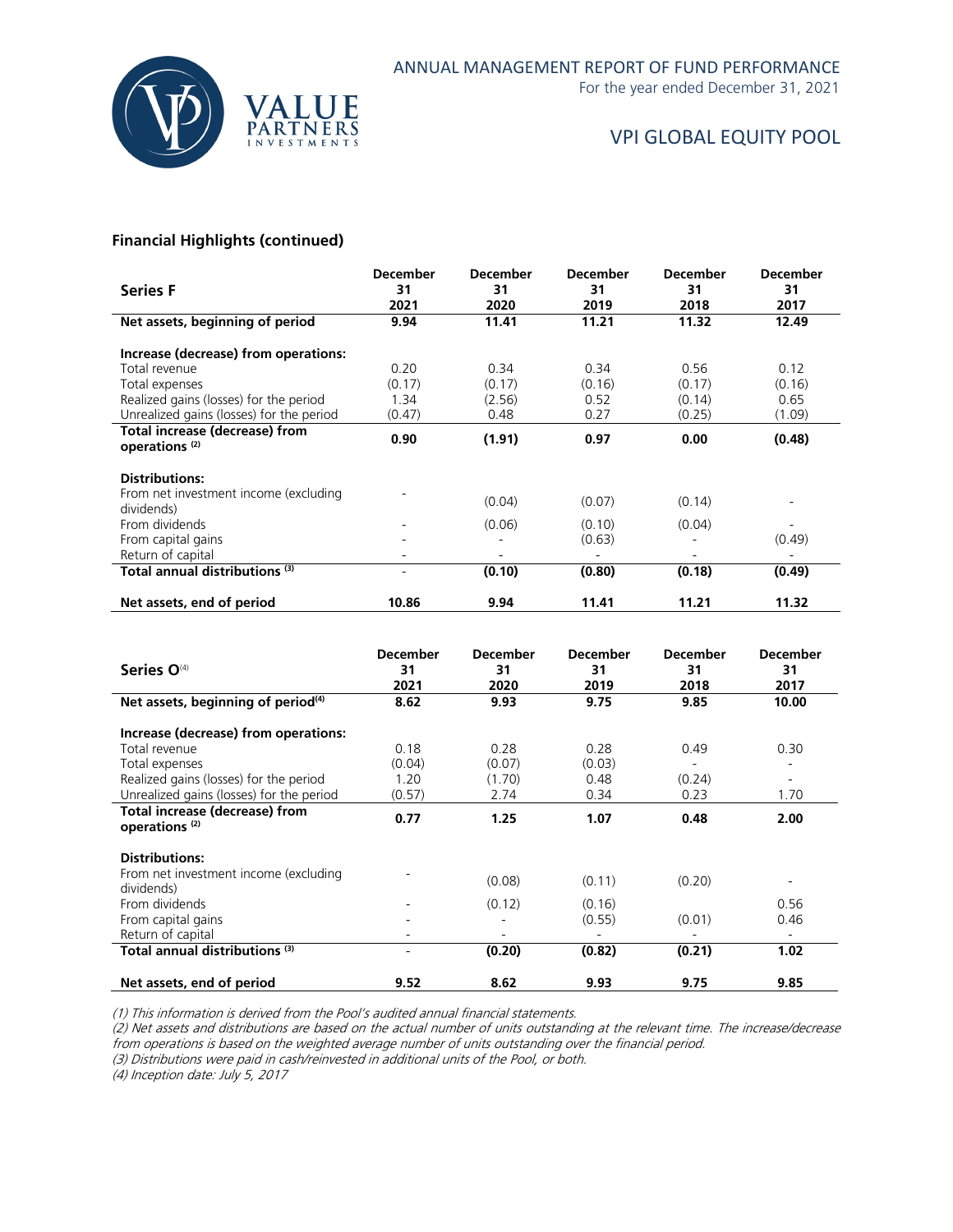## Financial Highlights (continued)

| Series F | December 31 2021 | December 31 2020 | December 31 2019 | December 31 2018 | December 31 2017 |
|---|---|---|---|---|---|
| **Net assets, beginning of period** | **9.94** | **11.41** | **11.21** | **11.32** | **12.49** |
| **Increase (decrease) from operations:** | | | | | |
| Total revenue | 0.20 | 0.34 | 0.34 | 0.56 | 0.12 |
| Total expenses | (0.17) | (0.17) | (0.16) | (0.17) | (0.16) |
| Realized gains (losses) for the period | 1.34 | (2.56) | 0.52 | (0.14) | 0.65 |
| Unrealized gains (losses) for the period | (0.47) | 0.48 | 0.27 | (0.25) | (1.09) |
| **Total increase (decrease) from operations (2)** | **0.90** | **(1.91)** | **0.97** | **0.00** | **(0.48)** |
| **Distributions:** | | | | | |
| From net investment income (excluding dividends) | - | (0.04) | (0.07) | (0.14) | - |
| From dividends | - | (0.06) | (0.10) | (0.04) | - |
| From capital gains | - | - | (0.63) | - | (0.49) |
| Return of capital | - | - | - | - | - |
| **Total annual distributions (3)** | - | **(0.10)** | **(0.80)** | **(0.18)** | **(0.49)** |
| **Net assets, end of period** | **10.86** | **9.94** | **11.41** | **11.21** | **11.32** |

| Series O(4) | December 31 2021 | December 31 2020 | December 31 2019 | December 31 2018 | December 31 2017 |
|---|---|---|---|---|---|
| **Net assets, beginning of period(4)** | **8.62** | **9.93** | **9.75** | **9.85** | **10.00** |
| **Increase (decrease) from operations:** | | | | | |
| Total revenue | 0.18 | 0.28 | 0.28 | 0.49 | 0.30 |
| Total expenses | (0.04) | (0.07) | (0.03) | - | - |
| Realized gains (losses) for the period | 1.20 | (1.70) | 0.48 | (0.24) | - |
| Unrealized gains (losses) for the period | (0.57) | 2.74 | 0.34 | 0.23 | 1.70 |
| **Total increase (decrease) from operations (2)** | **0.77** | **1.25** | **1.07** | **0.48** | **2.00** |
| **Distributions:** | | | | | |
| From net investment income (excluding dividends) | - | (0.08) | (0.11) | (0.20) | - |
| From dividends | - | (0.12) | (0.16) | | 0.56 |
| From capital gains | - | - | (0.55) | (0.01) | 0.46 |
| Return of capital | - | - | - | - | - |
| **Total annual distributions (3)** | - | **(0.20)** | **(0.82)** | **(0.21)** | **1.02** |
| **Net assets, end of period** | **9.52** | **8.62** | **9.93** | **9.75** | **9.85** |

*(1) This information is derived from the Pool's audited annual financial statements.*
*(2) Net assets and distributions are based on the actual number of units outstanding at the relevant time. The increase/decrease from operations is based on the weighted average number of units outstanding over the financial period.*
*(3) Distributions were paid in cash/reinvested in additional units of the Pool, or both.*
*(4) Inception date: July 5, 2017*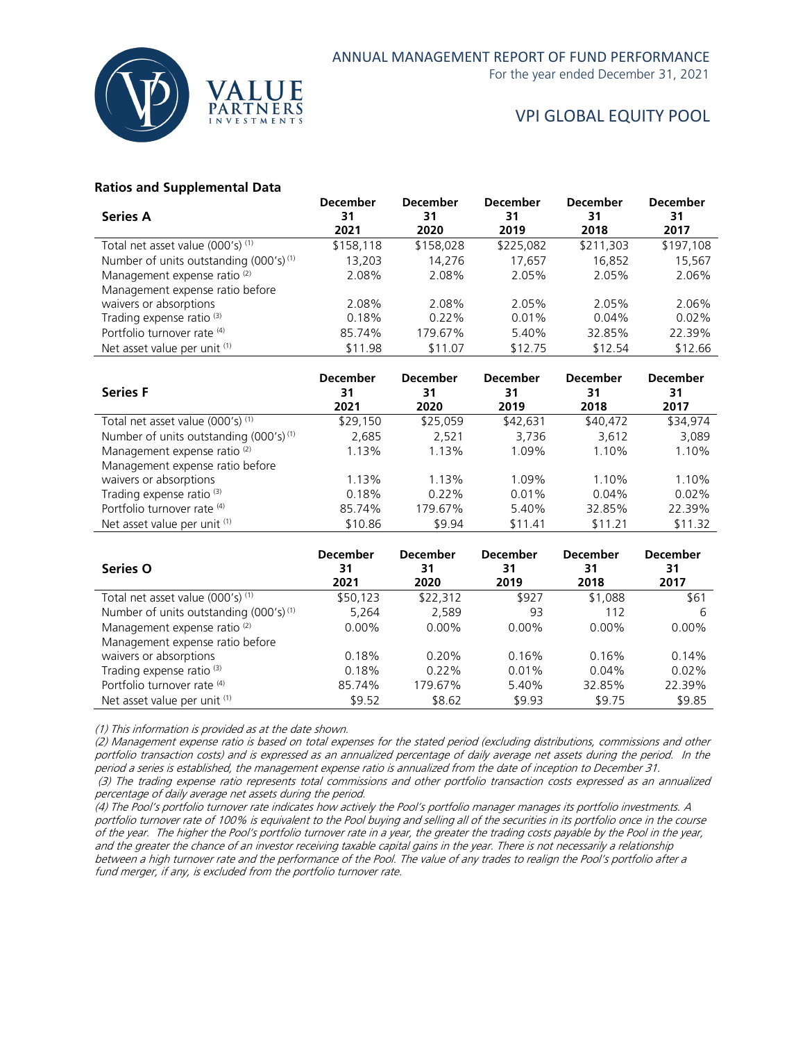### Ratios and Supplemental Data

| Series A | December 31 2021 | December 31 2020 | December 31 2019 | December 31 2018 | December 31 2017 |
|---|---|---|---|---|---|
| Total net asset value (000's) (1) | $158,118 | $158,028 | $225,082 | $211,303 | $197,108 |
| Number of units outstanding (000's) (1) | 13,203 | 14,276 | 17,657 | 16,852 | 15,567 |
| Management expense ratio (2) | 2.08% | 2.08% | 2.05% | 2.05% | 2.06% |
| Management expense ratio before waivers or absorptions | 2.08% | 2.08% | 2.05% | 2.05% | 2.06% |
| Trading expense ratio (3) | 0.18% | 0.22% | 0.01% | 0.04% | 0.02% |
| Portfolio turnover rate (4) | 85.74% | 179.67% | 5.40% | 32.85% | 22.39% |
| Net asset value per unit (1) | $11.98 | $11.07 | $12.75 | $12.54 | $12.66 |

| Series F | December 31 2021 | December 31 2020 | December 31 2019 | December 31 2018 | December 31 2017 |
|---|---|---|---|---|---|
| Total net asset value (000's) (1) | $29,150 | $25,059 | $42,631 | $40,472 | $34,974 |
| Number of units outstanding (000's) (1) | 2,685 | 2,521 | 3,736 | 3,612 | 3,089 |
| Management expense ratio (2) | 1.13% | 1.13% | 1.09% | 1.10% | 1.10% |
| Management expense ratio before waivers or absorptions | 1.13% | 1.13% | 1.09% | 1.10% | 1.10% |
| Trading expense ratio (3) | 0.18% | 0.22% | 0.01% | 0.04% | 0.02% |
| Portfolio turnover rate (4) | 85.74% | 179.67% | 5.40% | 32.85% | 22.39% |
| Net asset value per unit (1) | $10.86 | $9.94 | $11.41 | $11.21 | $11.32 |

| Series O | December 31 2021 | December 31 2020 | December 31 2019 | December 31 2018 | December 31 2017 |
|---|---|---|---|---|---|
| Total net asset value (000's) (1) | $50,123 | $22,312 | $927 | $1,088 | $61 |
| Number of units outstanding (000's) (1) | 5,264 | 2,589 | 93 | 112 | 6 |
| Management expense ratio (2) | 0.00% | 0.00% | 0.00% | 0.00% | 0.00% |
| Management expense ratio before waivers or absorptions | 0.18% | 0.20% | 0.16% | 0.16% | 0.14% |
| Trading expense ratio (3) | 0.18% | 0.22% | 0.01% | 0.04% | 0.02% |
| Portfolio turnover rate (4) | 85.74% | 179.67% | 5.40% | 32.85% | 22.39% |
| Net asset value per unit (1) | $9.52 | $8.62 | $9.93 | $9.75 | $9.85 |

*(1) This information is provided as at the date shown.*

*(2) Management expense ratio is based on total expenses for the stated period (excluding distributions, commissions and other portfolio transaction costs) and is expressed as an annualized percentage of daily average net assets during the period. In the period a series is established, the management expense ratio is annualized from the date of inception to December 31.*

*(3) The trading expense ratio represents total commissions and other portfolio transaction costs expressed as an annualized percentage of daily average net assets during the period.*

*(4) The Pool's portfolio turnover rate indicates how actively the Pool's portfolio manager manages its portfolio investments. A portfolio turnover rate of 100% is equivalent to the Pool buying and selling all of the securities in its portfolio once in the course of the year. The higher the Pool's portfolio turnover rate in a year, the greater the trading costs payable by the Pool in the year, and the greater the chance of an investor receiving taxable capital gains in the year. There is not necessarily a relationship between a high turnover rate and the performance of the Pool. The value of any trades to realign the Pool's portfolio after a fund merger, if any, is excluded from the portfolio turnover rate.*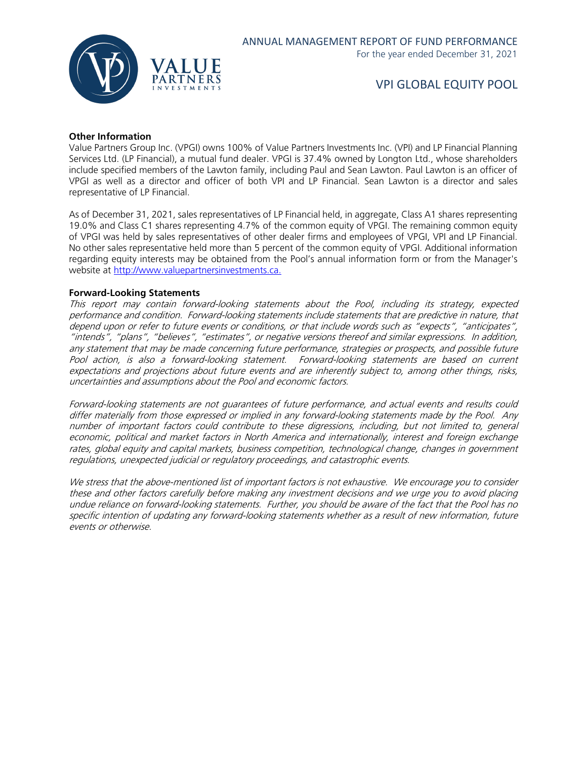## Other Information

Value Partners Group Inc. (VPGI) owns 100% of Value Partners Investments Inc. (VPI) and LP Financial Planning Services Ltd. (LP Financial), a mutual fund dealer. VPGI is 37.4% owned by Longton Ltd., whose shareholders include specified members of the Lawton family, including Paul and Sean Lawton. Paul Lawton is an officer of VPGI as well as a director and officer of both VPI and LP Financial. Sean Lawton is a director and sales representative of LP Financial.

As of December 31, 2021, sales representatives of LP Financial held, in aggregate, Class A1 shares representing 19.0% and Class C1 shares representing 4.7% of the common equity of VPGI. The remaining common equity of VPGI was held by sales representatives of other dealer firms and employees of VPGI, VPI and LP Financial. No other sales representative held more than 5 percent of the common equity of VPGI. Additional information regarding equity interests may be obtained from the Pool's annual information form or from the Manager's website at [http://www.valuepartnersinvestments.ca.](http://www.valuepartnersinvestments.ca)

## Forward-Looking Statements

*This report may contain forward-looking statements about the Pool, including its strategy, expected performance and condition. Forward-looking statements include statements that are predictive in nature, that depend upon or refer to future events or conditions, or that include words such as "expects", "anticipates", "intends", "plans", "believes", "estimates", or negative versions thereof and similar expressions. In addition, any statement that may be made concerning future performance, strategies or prospects, and possible future Pool action, is also a forward-looking statement. Forward-looking statements are based on current expectations and projections about future events and are inherently subject to, among other things, risks, uncertainties and assumptions about the Pool and economic factors.*

*Forward-looking statements are not guarantees of future performance, and actual events and results could differ materially from those expressed or implied in any forward-looking statements made by the Pool. Any number of important factors could contribute to these digressions, including, but not limited to, general economic, political and market factors in North America and internationally, interest and foreign exchange rates, global equity and capital markets, business competition, technological change, changes in government regulations, unexpected judicial or regulatory proceedings, and catastrophic events.*

*We stress that the above-mentioned list of important factors is not exhaustive. We encourage you to consider these and other factors carefully before making any investment decisions and we urge you to avoid placing undue reliance on forward-looking statements. Further, you should be aware of the fact that the Pool has no specific intention of updating any forward-looking statements whether as a result of new information, future events or otherwise.*